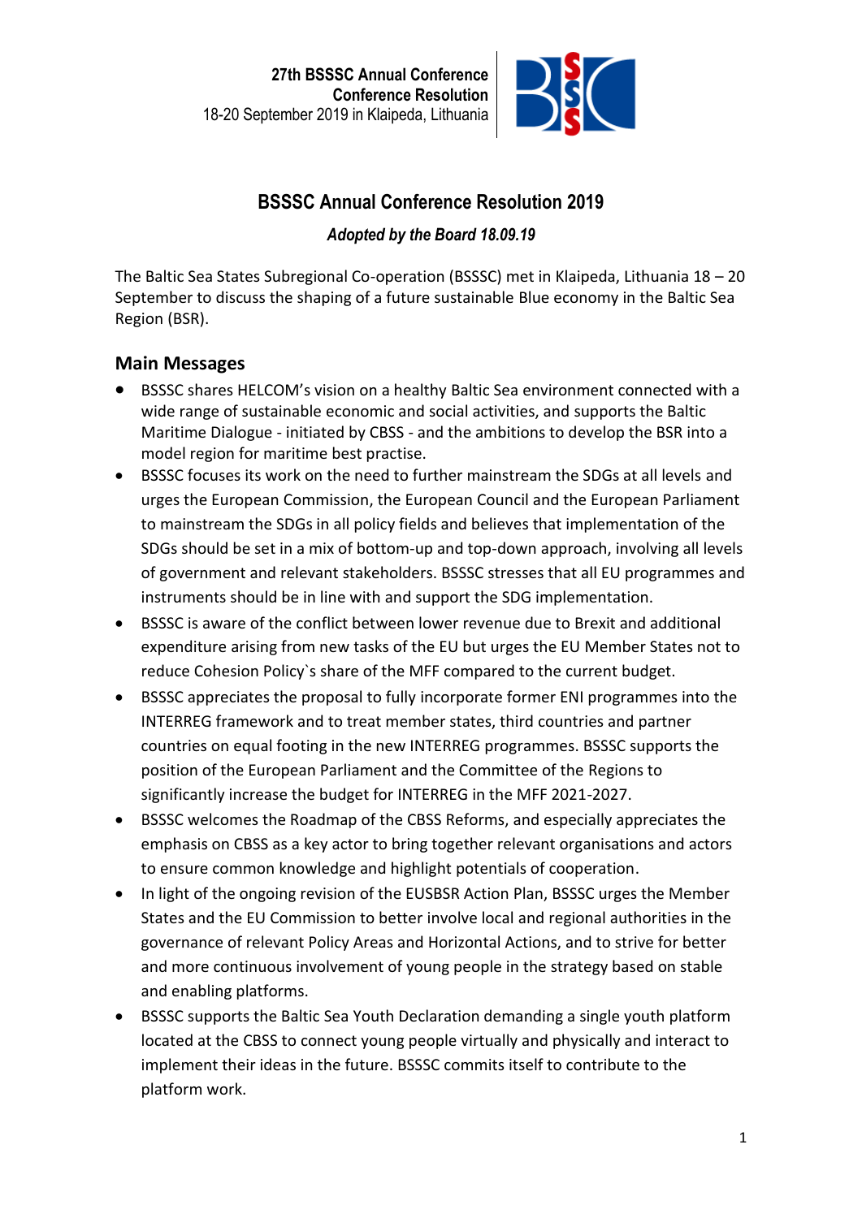# BSSSC Annual Conference Resolution 2019

*Adopted by the Board 18.09.19*

The Baltic Sea States Subregional Co-operation (BSSSC) met in Klaipeda, Lithuania 18 – 20 September to discuss the shaping of a future sustainable Blue economy in the Baltic Sea Region (BSR).

## Main Messages

- BSSSC shares HELCOM's vision on a healthy Baltic Sea environment connected with a wide range of sustainable economic and social activities, and supports the Baltic Maritime Dialogue - initiated by CBSS - and the ambitions to develop the BSR into a model region for maritime best practise.
- BSSSC focuses its work on the need to further mainstream the SDGs at all levels and urges the European Commission, the European Council and the European Parliament to mainstream the SDGs in all policy fields and believes that implementation of the SDGs should be set in a mix of bottom-up and top-down approach, involving all levels of government and relevant stakeholders. BSSSC stresses that all EU programmes and instruments should be in line with and support the SDG implementation.
- BSSSC is aware of the conflict between lower revenue due to Brexit and additional expenditure arising from new tasks of the EU but urges the EU Member States not to reduce Cohesion Policy`s share of the MFF compared to the current budget.
- BSSSC appreciates the proposal to fully incorporate former ENI programmes into the INTERREG framework and to treat member states, third countries and partner countries on equal footing in the new INTERREG programmes. BSSSC supports the position of the European Parliament and the Committee of the Regions to significantly increase the budget for INTERREG in the MFF 2021-2027.
- BSSSC welcomes the Roadmap of the CBSS Reforms, and especially appreciates the emphasis on CBSS as a key actor to bring together relevant organisations and actors to ensure common knowledge and highlight potentials of cooperation.
- In light of the ongoing revision of the EUSBSR Action Plan, BSSSC urges the Member States and the EU Commission to better involve local and regional authorities in the governance of relevant Policy Areas and Horizontal Actions, and to strive for better and more continuous involvement of young people in the strategy based on stable and enabling platforms.
- BSSSC supports the Baltic Sea Youth Declaration demanding a single youth platform located at the CBSS to connect young people virtually and physically and interact to implement their ideas in the future. BSSSC commits itself to contribute to the platform work.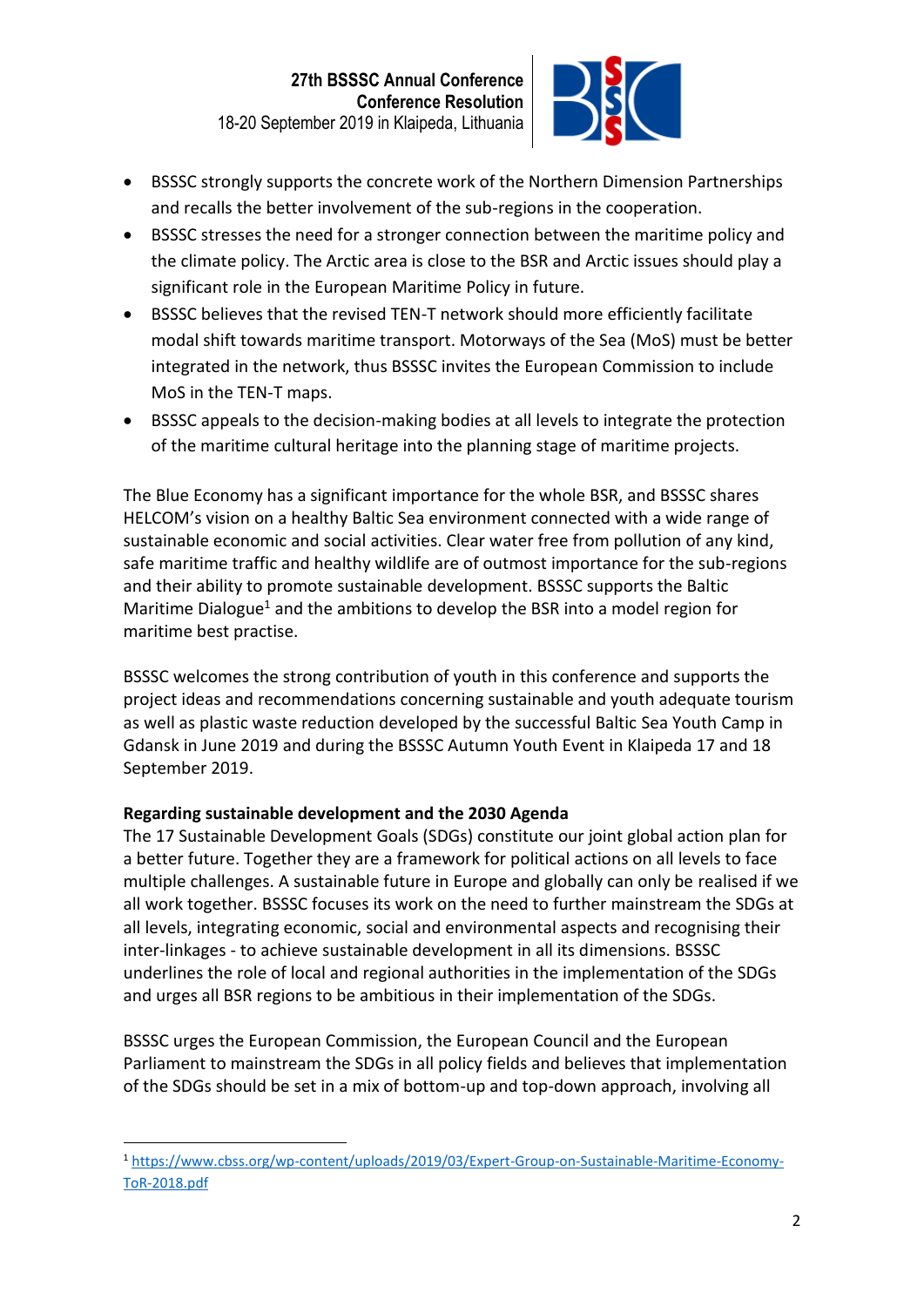- BSSSC strongly supports the concrete work of the Northern Dimension Partnerships and recalls the better involvement of the sub-regions in the cooperation.
- BSSSC stresses the need for a stronger connection between the maritime policy and the climate policy. The Arctic area is close to the BSR and Arctic issues should play a significant role in the European Maritime Policy in future.
- BSSSC believes that the revised TEN-T network should more efficiently facilitate modal shift towards maritime transport. Motorways of the Sea (MoS) must be better integrated in the network, thus BSSSC invites the European Commission to include MoS in the TEN-T maps.
- BSSSC appeals to the decision-making bodies at all levels to integrate the protection of the maritime cultural heritage into the planning stage of maritime projects.

The Blue Economy has a significant importance for the whole BSR, and BSSSC shares HELCOM's vision on a healthy Baltic Sea environment connected with a wide range of sustainable economic and social activities. Clear water free from pollution of any kind, safe maritime traffic and healthy wildlife are of outmost importance for the sub-regions and their ability to promote sustainable development. BSSSC supports the Baltic Maritime Dialogue[1] and the ambitions to develop the BSR into a model region for maritime best practise.

BSSSC welcomes the strong contribution of youth in this conference and supports the project ideas and recommendations concerning sustainable and youth adequate tourism as well as plastic waste reduction developed by the successful Baltic Sea Youth Camp in Gdansk in June 2019 and during the BSSSC Autumn Youth Event in Klaipeda 17 and 18 September 2019.

**Regarding sustainable development and the 2030 Agenda**

The 17 Sustainable Development Goals (SDGs) constitute our joint global action plan for a better future. Together they are a framework for political actions on all levels to face multiple challenges. A sustainable future in Europe and globally can only be realised if we all work together. BSSSC focuses its work on the need to further mainstream the SDGs at all levels, integrating economic, social and environmental aspects and recognising their inter-linkages - to achieve sustainable development in all its dimensions. BSSSC underlines the role of local and regional authorities in the implementation of the SDGs and urges all BSR regions to be ambitious in their implementation of the SDGs.

BSSSC urges the European Commission, the European Council and the European Parliament to mainstream the SDGs in all policy fields and believes that implementation of the SDGs should be set in a mix of bottom-up and top-down approach, involving all

---

[1] https://www.cbss.org/wp-content/uploads/2019/03/Expert-Group-on-Sustainable-Maritime-Economy-ToR-2018.pdf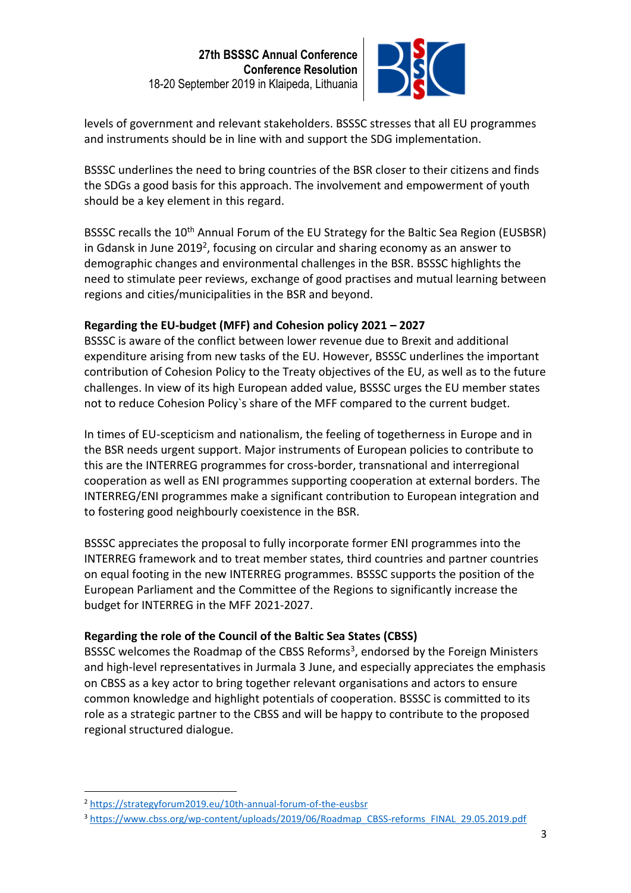levels of government and relevant stakeholders. BSSSC stresses that all EU programmes and instruments should be in line with and support the SDG implementation.

BSSSC underlines the need to bring countries of the BSR closer to their citizens and finds the SDGs a good basis for this approach. The involvement and empowerment of youth should be a key element in this regard.

BSSSC recalls the 10th Annual Forum of the EU Strategy for the Baltic Sea Region (EUSBSR) in Gdansk in June 2019[2], focusing on circular and sharing economy as an answer to demographic changes and environmental challenges in the BSR. BSSSC highlights the need to stimulate peer reviews, exchange of good practises and mutual learning between regions and cities/municipalities in the BSR and beyond.

**Regarding the EU-budget (MFF) and Cohesion policy 2021 – 2027**

BSSSC is aware of the conflict between lower revenue due to Brexit and additional expenditure arising from new tasks of the EU. However, BSSSC underlines the important contribution of Cohesion Policy to the Treaty objectives of the EU, as well as to the future challenges. In view of its high European added value, BSSSC urges the EU member states not to reduce Cohesion Policy`s share of the MFF compared to the current budget.

In times of EU-scepticism and nationalism, the feeling of togetherness in Europe and in the BSR needs urgent support. Major instruments of European policies to contribute to this are the INTERREG programmes for cross-border, transnational and interregional cooperation as well as ENI programmes supporting cooperation at external borders. The INTERREG/ENI programmes make a significant contribution to European integration and to fostering good neighbourly coexistence in the BSR.

BSSSC appreciates the proposal to fully incorporate former ENI programmes into the INTERREG framework and to treat member states, third countries and partner countries on equal footing in the new INTERREG programmes. BSSSC supports the position of the European Parliament and the Committee of the Regions to significantly increase the budget for INTERREG in the MFF 2021-2027.

**Regarding the role of the Council of the Baltic Sea States (CBSS)**

BSSSC welcomes the Roadmap of the CBSS Reforms[3], endorsed by the Foreign Ministers and high-level representatives in Jurmala 3 June, and especially appreciates the emphasis on CBSS as a key actor to bring together relevant organisations and actors to ensure common knowledge and highlight potentials of cooperation. BSSSC is committed to its role as a strategic partner to the CBSS and will be happy to contribute to the proposed regional structured dialogue.

---

[2] https://strategyforum2019.eu/10th-annual-forum-of-the-eusbsr

[3] https://www.cbss.org/wp-content/uploads/2019/06/Roadmap_CBSS-reforms_FINAL_29.05.2019.pdf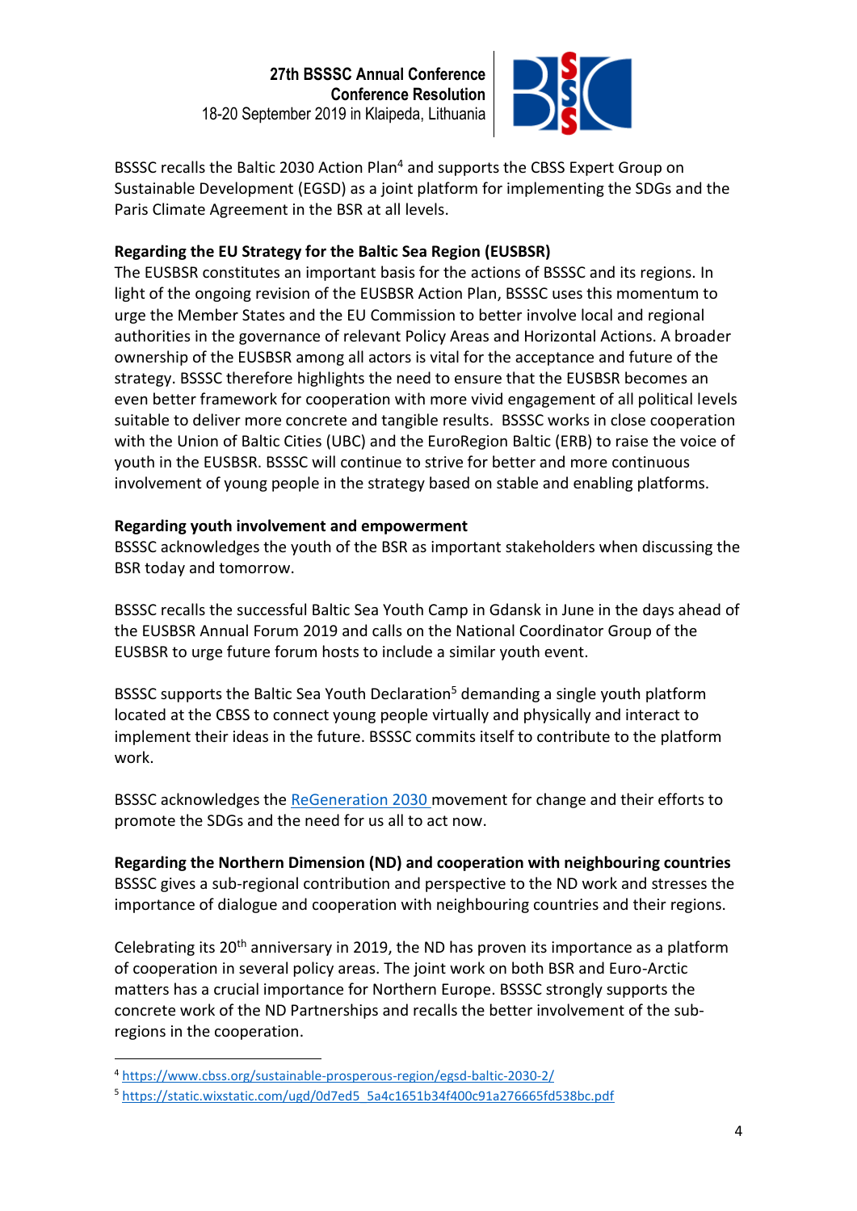BSSSC recalls the Baltic 2030 Action Plan[4] and supports the CBSS Expert Group on Sustainable Development (EGSD) as a joint platform for implementing the SDGs and the Paris Climate Agreement in the BSR at all levels.

**Regarding the EU Strategy for the Baltic Sea Region (EUSBSR)**

The EUSBSR constitutes an important basis for the actions of BSSSC and its regions. In light of the ongoing revision of the EUSBSR Action Plan, BSSSC uses this momentum to urge the Member States and the EU Commission to better involve local and regional authorities in the governance of relevant Policy Areas and Horizontal Actions. A broader ownership of the EUSBSR among all actors is vital for the acceptance and future of the strategy. BSSSC therefore highlights the need to ensure that the EUSBSR becomes an even better framework for cooperation with more vivid engagement of all political levels suitable to deliver more concrete and tangible results. BSSSC works in close cooperation with the Union of Baltic Cities (UBC) and the EuroRegion Baltic (ERB) to raise the voice of youth in the EUSBSR. BSSSC will continue to strive for better and more continuous involvement of young people in the strategy based on stable and enabling platforms.

**Regarding youth involvement and empowerment**

BSSSC acknowledges the youth of the BSR as important stakeholders when discussing the BSR today and tomorrow.

BSSSC recalls the successful Baltic Sea Youth Camp in Gdansk in June in the days ahead of the EUSBSR Annual Forum 2019 and calls on the National Coordinator Group of the EUSBSR to urge future forum hosts to include a similar youth event.

BSSSC supports the Baltic Sea Youth Declaration[5] demanding a single youth platform located at the CBSS to connect young people virtually and physically and interact to implement their ideas in the future. BSSSC commits itself to contribute to the platform work.

BSSSC acknowledges the ReGeneration 2030 movement for change and their efforts to promote the SDGs and the need for us all to act now.

**Regarding the Northern Dimension (ND) and cooperation with neighbouring countries**

BSSSC gives a sub-regional contribution and perspective to the ND work and stresses the importance of dialogue and cooperation with neighbouring countries and their regions.

Celebrating its 20th anniversary in 2019, the ND has proven its importance as a platform of cooperation in several policy areas. The joint work on both BSR and Euro-Arctic matters has a crucial importance for Northern Europe. BSSSC strongly supports the concrete work of the ND Partnerships and recalls the better involvement of the sub-regions in the cooperation.

---

[4] https://www.cbss.org/sustainable-prosperous-region/egsd-baltic-2030-2/

[5] https://static.wixstatic.com/ugd/0d7ed5_5a4c1651b34f400c91a276665fd538bc.pdf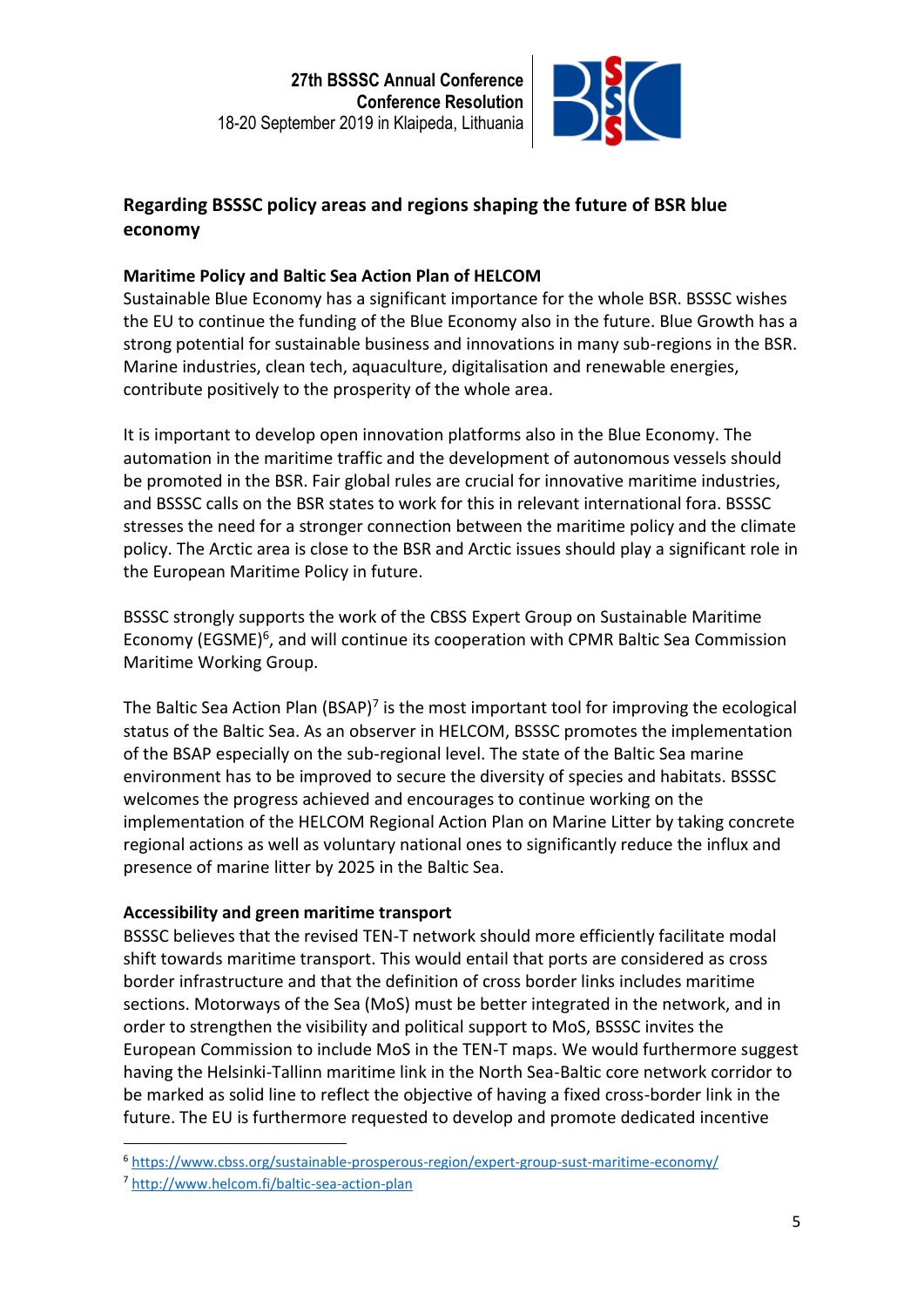## Regarding BSSSC policy areas and regions shaping the future of BSR blue economy

**Maritime Policy and Baltic Sea Action Plan of HELCOM**

Sustainable Blue Economy has a significant importance for the whole BSR. BSSSC wishes the EU to continue the funding of the Blue Economy also in the future. Blue Growth has a strong potential for sustainable business and innovations in many sub-regions in the BSR. Marine industries, clean tech, aquaculture, digitalisation and renewable energies, contribute positively to the prosperity of the whole area.

It is important to develop open innovation platforms also in the Blue Economy. The automation in the maritime traffic and the development of autonomous vessels should be promoted in the BSR. Fair global rules are crucial for innovative maritime industries, and BSSSC calls on the BSR states to work for this in relevant international fora. BSSSC stresses the need for a stronger connection between the maritime policy and the climate policy. The Arctic area is close to the BSR and Arctic issues should play a significant role in the European Maritime Policy in future.

BSSSC strongly supports the work of the CBSS Expert Group on Sustainable Maritime Economy (EGSME)[6], and will continue its cooperation with CPMR Baltic Sea Commission Maritime Working Group.

The Baltic Sea Action Plan (BSAP)[7] is the most important tool for improving the ecological status of the Baltic Sea. As an observer in HELCOM, BSSSC promotes the implementation of the BSAP especially on the sub-regional level. The state of the Baltic Sea marine environment has to be improved to secure the diversity of species and habitats. BSSSC welcomes the progress achieved and encourages to continue working on the implementation of the HELCOM Regional Action Plan on Marine Litter by taking concrete regional actions as well as voluntary national ones to significantly reduce the influx and presence of marine litter by 2025 in the Baltic Sea.

**Accessibility and green maritime transport**

BSSSC believes that the revised TEN-T network should more efficiently facilitate modal shift towards maritime transport. This would entail that ports are considered as cross border infrastructure and that the definition of cross border links includes maritime sections. Motorways of the Sea (MoS) must be better integrated in the network, and in order to strengthen the visibility and political support to MoS, BSSSC invites the European Commission to include MoS in the TEN-T maps. We would furthermore suggest having the Helsinki-Tallinn maritime link in the North Sea-Baltic core network corridor to be marked as solid line to reflect the objective of having a fixed cross-border link in the future. The EU is furthermore requested to develop and promote dedicated incentive

---

[6] https://www.cbss.org/sustainable-prosperous-region/expert-group-sust-maritime-economy/

[7] http://www.helcom.fi/baltic-sea-action-plan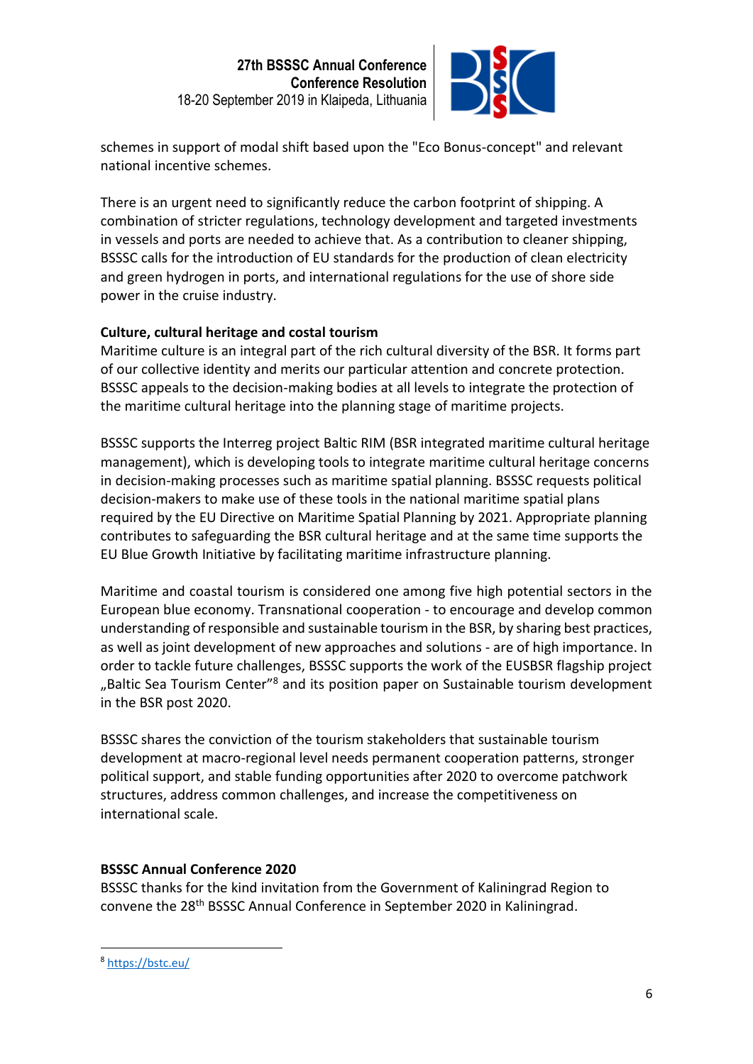schemes in support of modal shift based upon the "Eco Bonus-concept" and relevant national incentive schemes.

There is an urgent need to significantly reduce the carbon footprint of shipping. A combination of stricter regulations, technology development and targeted investments in vessels and ports are needed to achieve that. As a contribution to cleaner shipping, BSSSC calls for the introduction of EU standards for the production of clean electricity and green hydrogen in ports, and international regulations for the use of shore side power in the cruise industry.

**Culture, cultural heritage and costal tourism**

Maritime culture is an integral part of the rich cultural diversity of the BSR. It forms part of our collective identity and merits our particular attention and concrete protection. BSSSC appeals to the decision-making bodies at all levels to integrate the protection of the maritime cultural heritage into the planning stage of maritime projects.

BSSSC supports the Interreg project Baltic RIM (BSR integrated maritime cultural heritage management), which is developing tools to integrate maritime cultural heritage concerns in decision-making processes such as maritime spatial planning. BSSSC requests political decision-makers to make use of these tools in the national maritime spatial plans required by the EU Directive on Maritime Spatial Planning by 2021. Appropriate planning contributes to safeguarding the BSR cultural heritage and at the same time supports the EU Blue Growth Initiative by facilitating maritime infrastructure planning.

Maritime and coastal tourism is considered one among five high potential sectors in the European blue economy. Transnational cooperation - to encourage and develop common understanding of responsible and sustainable tourism in the BSR, by sharing best practices, as well as joint development of new approaches and solutions - are of high importance. In order to tackle future challenges, BSSSC supports the work of the EUSBSR flagship project „Baltic Sea Tourism Center"[8] and its position paper on Sustainable tourism development in the BSR post 2020.

BSSSC shares the conviction of the tourism stakeholders that sustainable tourism development at macro-regional level needs permanent cooperation patterns, stronger political support, and stable funding opportunities after 2020 to overcome patchwork structures, address common challenges, and increase the competitiveness on international scale.

**BSSSC Annual Conference 2020**

BSSSC thanks for the kind invitation from the Government of Kaliningrad Region to convene the 28th BSSSC Annual Conference in September 2020 in Kaliningrad.

---

[8] https://bstc.eu/